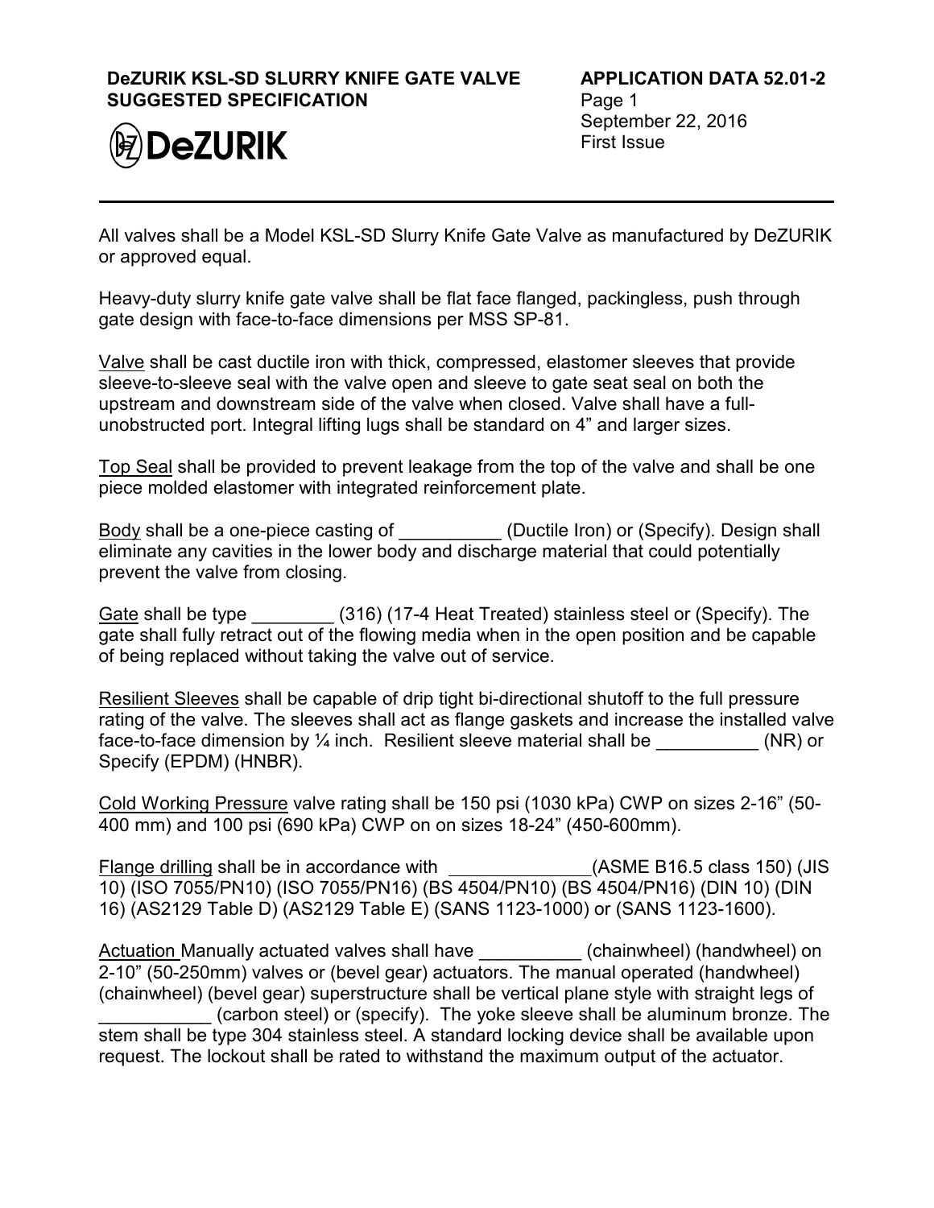# DeZURIK KSL-SD SLURRY KNIFE GATE VALVE SUGGESTED SPECIFICATION

**APPLICATION DATA 52.01-2**
September 22, 2016
First Issue

All valves shall be a Model KSL-SD Slurry Knife Gate Valve as manufactured by DeZURIK or approved equal.

Heavy-duty slurry knife gate valve shall be flat face flanged, packingless, push through gate design with face-to-face dimensions per MSS SP-81.

Valve shall be cast ductile iron with thick, compressed, elastomer sleeves that provide sleeve-to-sleeve seal with the valve open and sleeve to gate seat seal on both the upstream and downstream side of the valve when closed. Valve shall have a full-unobstructed port. Integral lifting lugs shall be standard on 4" and larger sizes.

Top Seal shall be provided to prevent leakage from the top of the valve and shall be one piece molded elastomer with integrated reinforcement plate.

Body shall be a one-piece casting of __________ (Ductile Iron) or (Specify). Design shall eliminate any cavities in the lower body and discharge material that could potentially prevent the valve from closing.

Gate shall be type ________ (316) (17-4 Heat Treated) stainless steel or (Specify). The gate shall fully retract out of the flowing media when in the open position and be capable of being replaced without taking the valve out of service.

Resilient Sleeves shall be capable of drip tight bi-directional shutoff to the full pressure rating of the valve. The sleeves shall act as flange gaskets and increase the installed valve face-to-face dimension by ¼ inch. Resilient sleeve material shall be __________ (NR) or Specify (EPDM) (HNBR).

Cold Working Pressure valve rating shall be 150 psi (1030 kPa) CWP on sizes 2-16" (50-400 mm) and 100 psi (690 kPa) CWP on on sizes 18-24" (450-600mm).

Flange drilling shall be in accordance with ______________(ASME B16.5 class 150) (JIS 10) (ISO 7055/PN10) (ISO 7055/PN16) (BS 4504/PN10) (BS 4504/PN16) (DIN 10) (DIN 16) (AS2129 Table D) (AS2129 Table E) (SANS 1123-1000) or (SANS 1123-1600).

Actuation Manually actuated valves shall have __________ (chainwheel) (handwheel) on 2-10" (50-250mm) valves or (bevel gear) actuators. The manual operated (handwheel) (chainwheel) (bevel gear) superstructure shall be vertical plane style with straight legs of ___________ (carbon steel) or (specify). The yoke sleeve shall be aluminum bronze. The stem shall be type 304 stainless steel. A standard locking device shall be available upon request. The lockout shall be rated to withstand the maximum output of the actuator.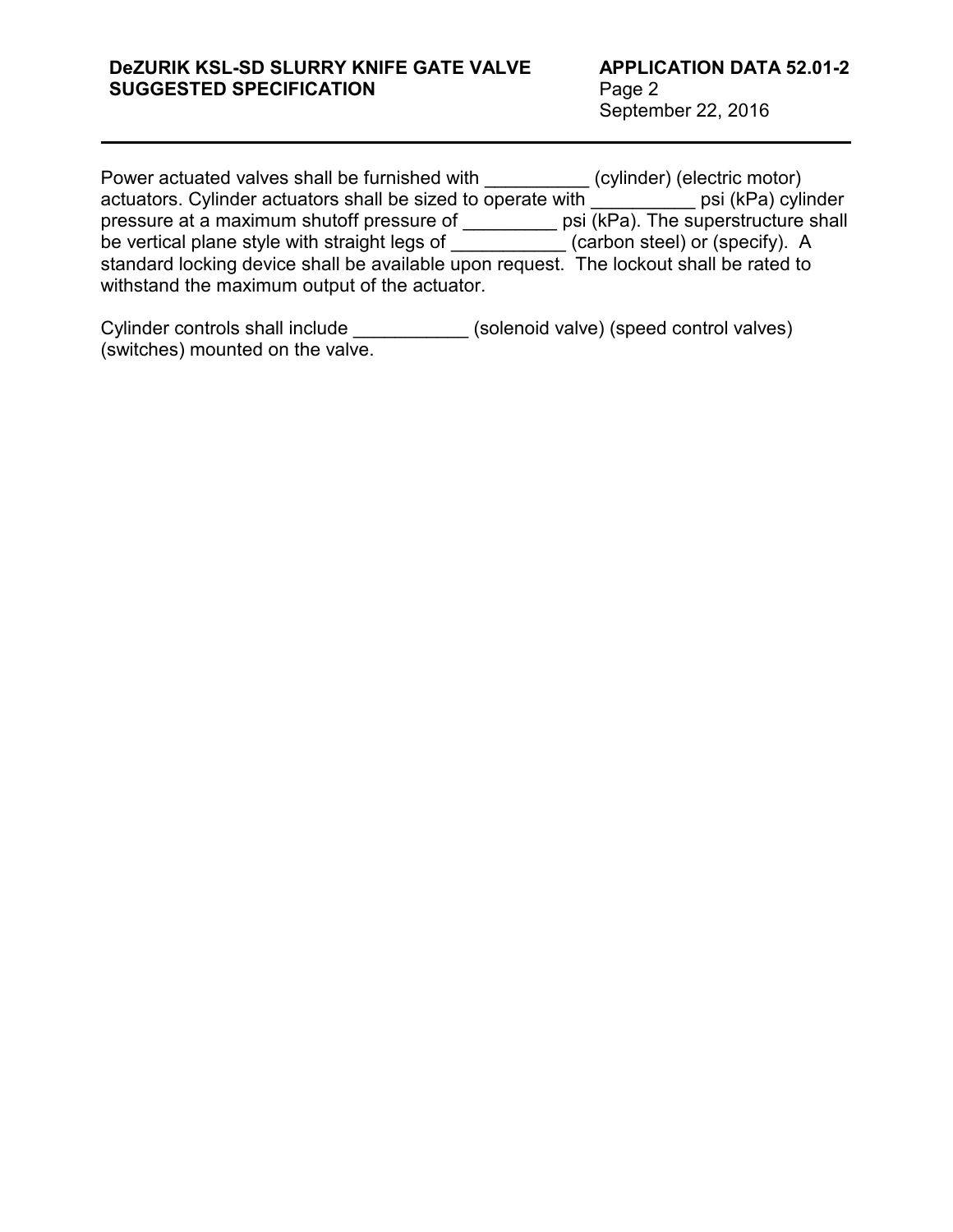Power actuated valves shall be furnished with __________ (cylinder) (electric motor) actuators. Cylinder actuators shall be sized to operate with __________ psi (kPa) cylinder pressure at a maximum shutoff pressure of _________ psi (kPa). The superstructure shall be vertical plane style with straight legs of ___________ (carbon steel) or (specify). A standard locking device shall be available upon request. The lockout shall be rated to withstand the maximum output of the actuator.

Cylinder controls shall include ___________ (solenoid valve) (speed control valves) (switches) mounted on the valve.